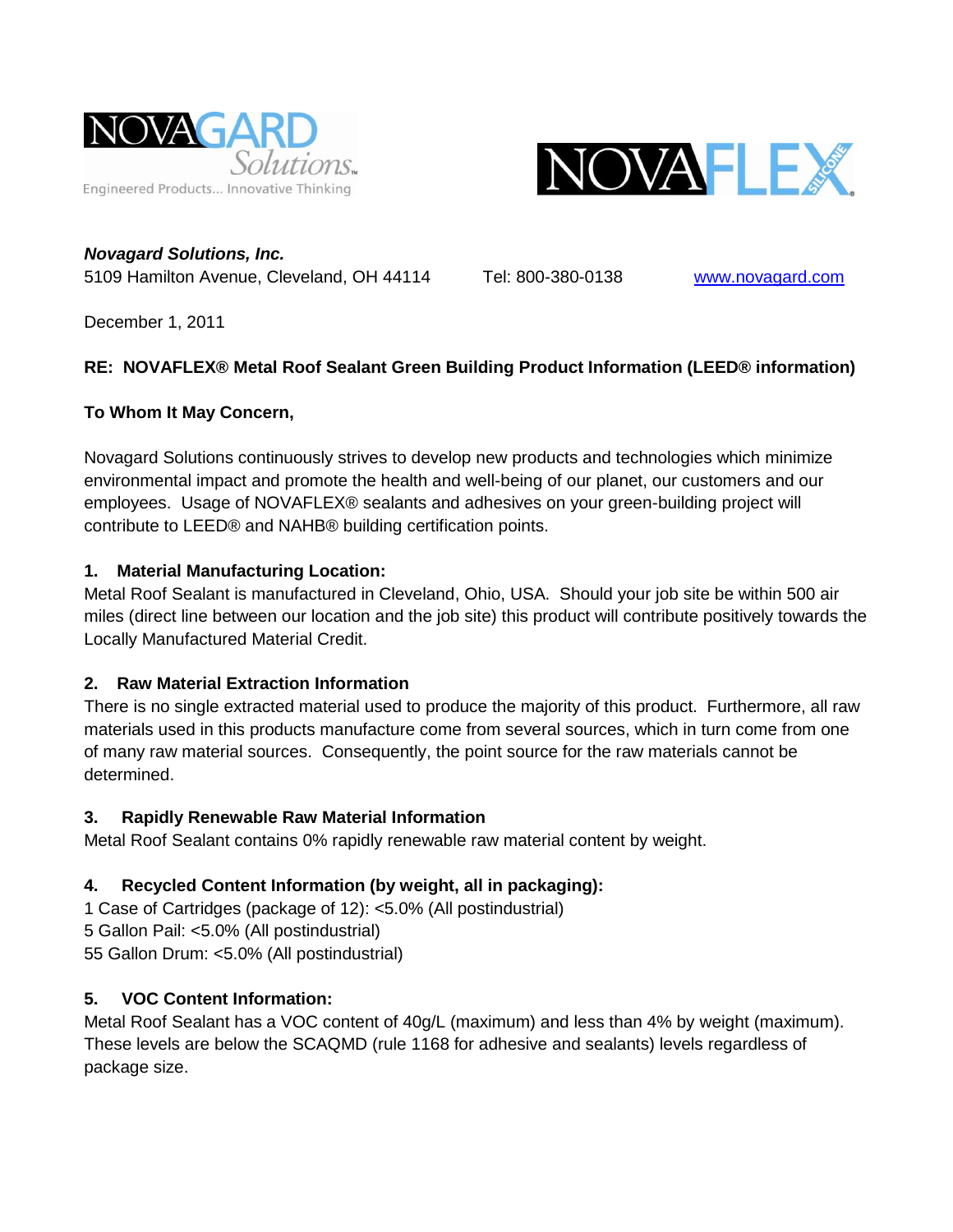NOVAGARD Solutions™

Engineered Products... Innovative Thinking

NOVAFLEX SILICONE®

***Novagard Solutions, Inc.***

5109 Hamilton Avenue, Cleveland, OH 44114 Tel: 800-380-0138 www.novagard.com

December 1, 2011

**RE: NOVAFLEX® Metal Roof Sealant Green Building Product Information (LEED® information)**

**To Whom It May Concern,**

Novagard Solutions continuously strives to develop new products and technologies which minimize environmental impact and promote the health and well-being of our planet, our customers and our employees. Usage of NOVAFLEX® sealants and adhesives on your green-building project will contribute to LEED® and NAHB® building certification points.

**1. Material Manufacturing Location:**

Metal Roof Sealant is manufactured in Cleveland, Ohio, USA. Should your job site be within 500 air miles (direct line between our location and the job site) this product will contribute positively towards the Locally Manufactured Material Credit.

**2. Raw Material Extraction Information**

There is no single extracted material used to produce the majority of this product. Furthermore, all raw materials used in this products manufacture come from several sources, which in turn come from one of many raw material sources. Consequently, the point source for the raw materials cannot be determined.

**3. Rapidly Renewable Raw Material Information**

Metal Roof Sealant contains 0% rapidly renewable raw material content by weight.

**4. Recycled Content Information (by weight, all in packaging):**

1 Case of Cartridges (package of 12): <5.0% (All postindustrial)
5 Gallon Pail: <5.0% (All postindustrial)
55 Gallon Drum: <5.0% (All postindustrial)

**5. VOC Content Information:**

Metal Roof Sealant has a VOC content of 40g/L (maximum) and less than 4% by weight (maximum). These levels are below the SCAQMD (rule 1168 for adhesive and sealants) levels regardless of package size.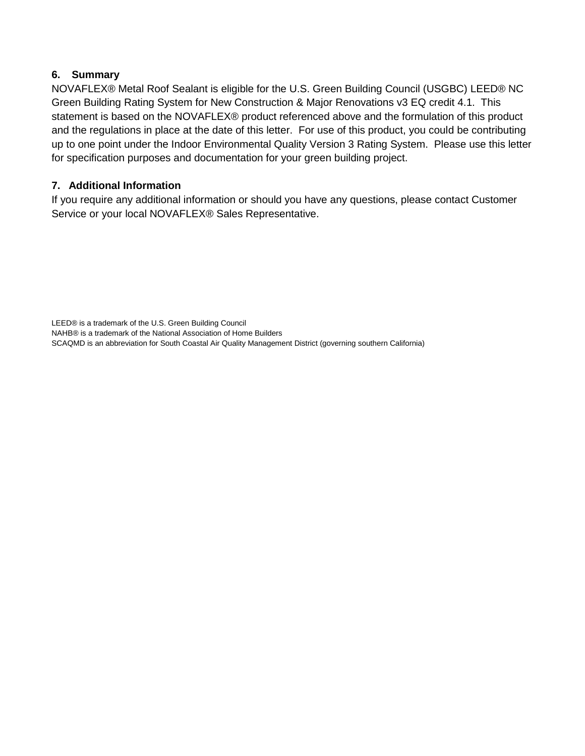## 6. Summary

NOVAFLEX® Metal Roof Sealant is eligible for the U.S. Green Building Council (USGBC) LEED® NC Green Building Rating System for New Construction & Major Renovations v3 EQ credit 4.1. This statement is based on the NOVAFLEX® product referenced above and the formulation of this product and the regulations in place at the date of this letter. For use of this product, you could be contributing up to one point under the Indoor Environmental Quality Version 3 Rating System. Please use this letter for specification purposes and documentation for your green building project.

## 7. Additional Information

If you require any additional information or should you have any questions, please contact Customer Service or your local NOVAFLEX® Sales Representative.

LEED® is a trademark of the U.S. Green Building Council
NAHB® is a trademark of the National Association of Home Builders
SCAQMD is an abbreviation for South Coastal Air Quality Management District (governing southern California)